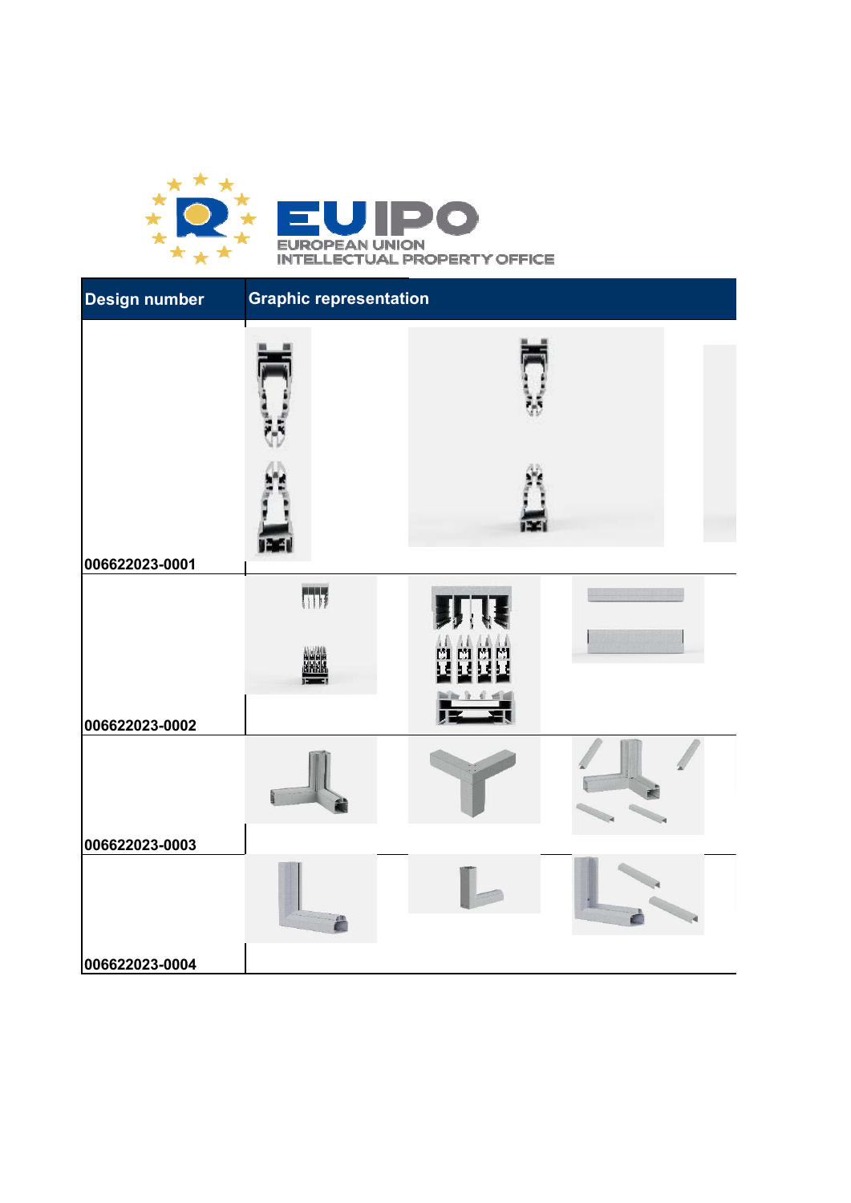EUIPO
EUROPEAN UNION
INTELLECTUAL PROPERTY OFFICE

| Design number | Graphic representation |
| --- | --- |
| 006622023-0001 | |
| 006622023-0002 | |
| 006622023-0003 | |
| 006622023-0004 | |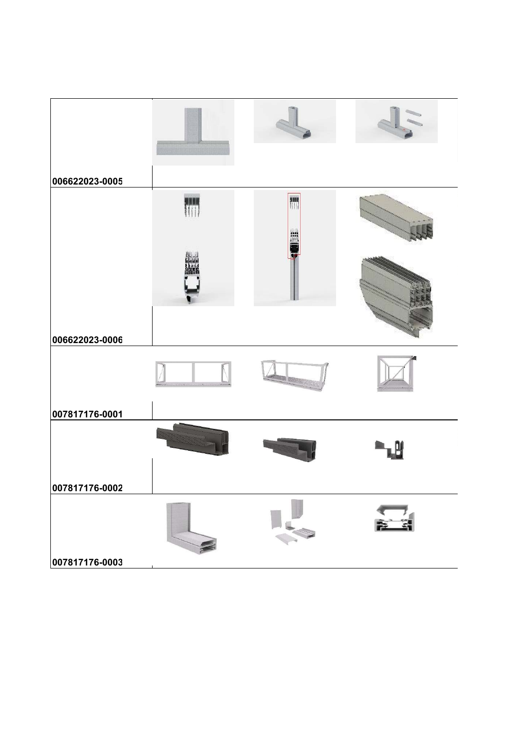| | | | |
|---|---|---|---|
| 006622023-0005 | | | |
| 006622023-0006 | | | |
| 007817176-0001 | | | |
| 007817176-0002 | | | |
| 007817176-0003 | | | |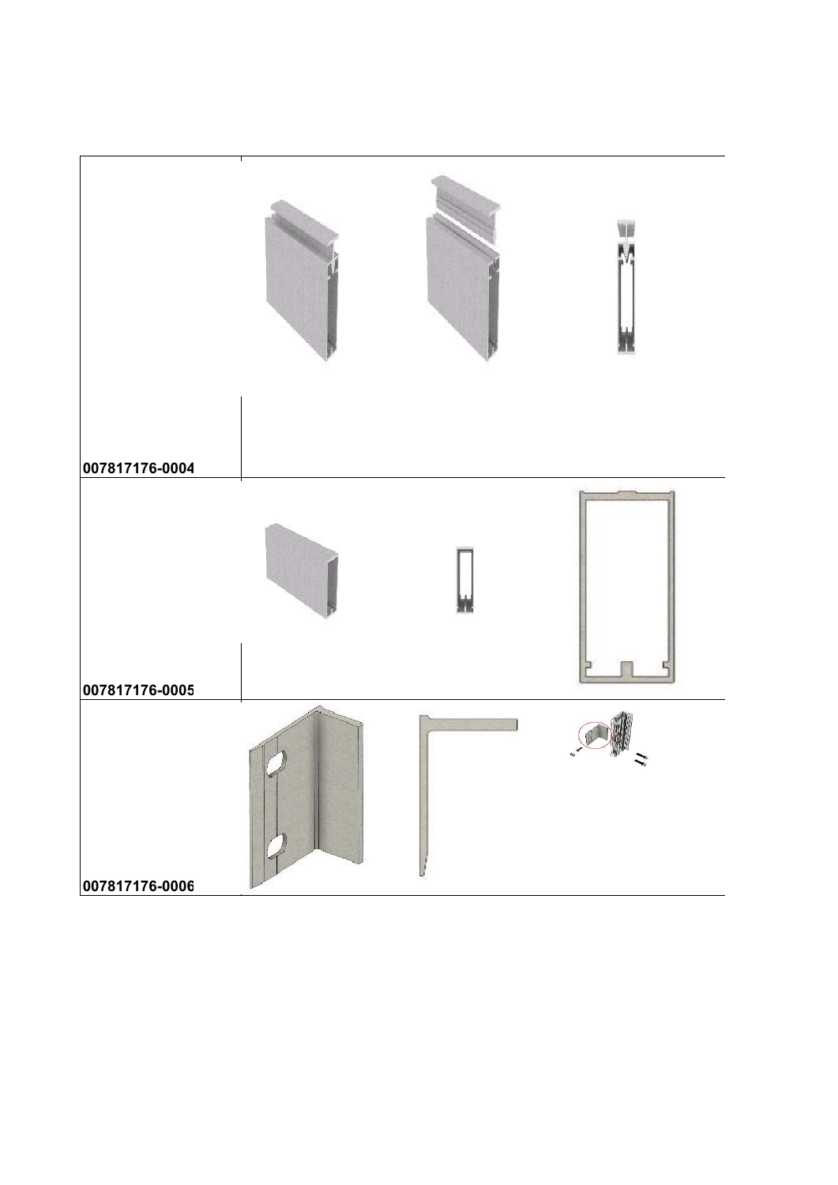| | |
|---|---|
| 007817176-0004 | |
| 007817176-0005 | |
| 007817176-0006 | |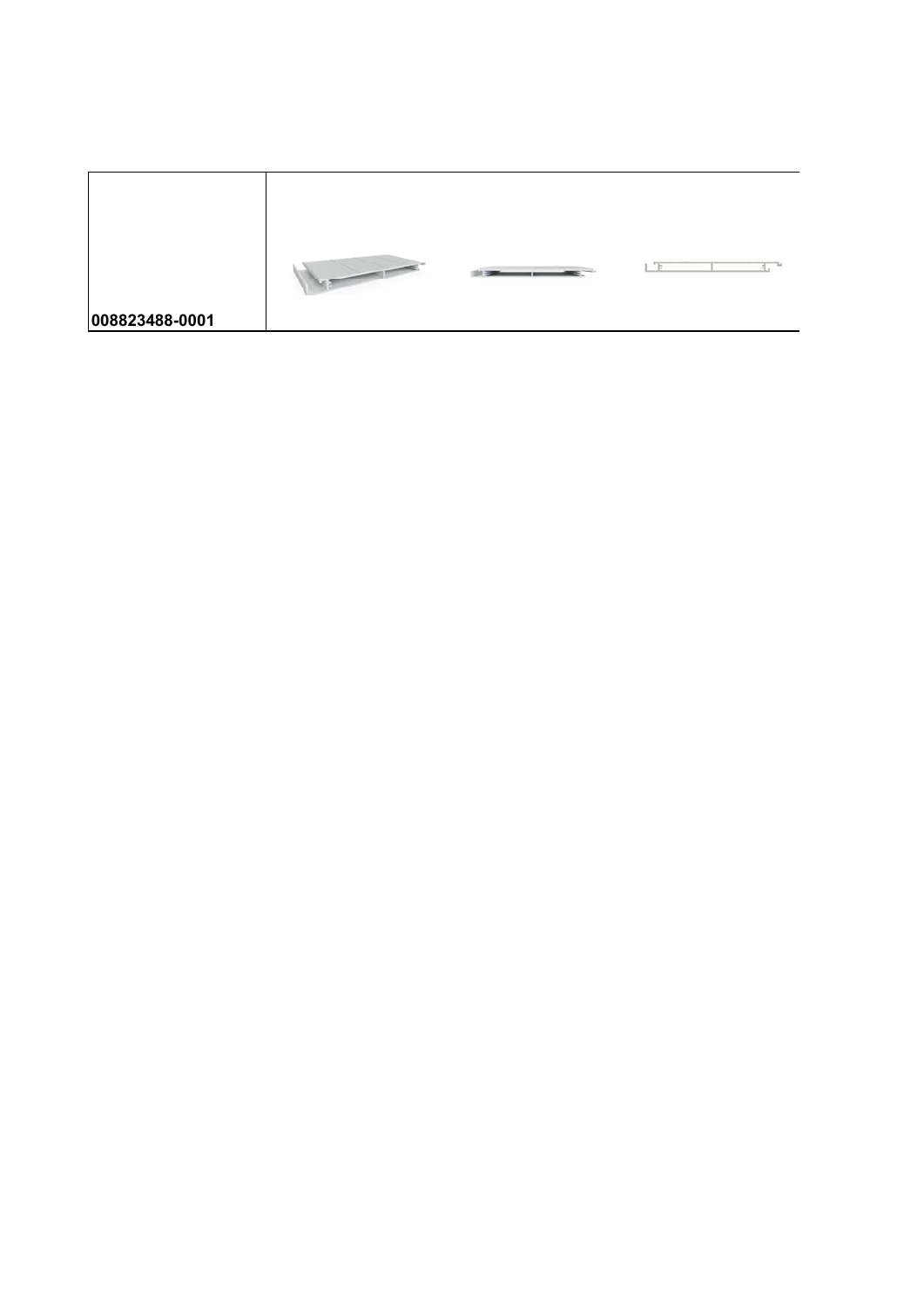| 008823488-0001 | |
|---|---|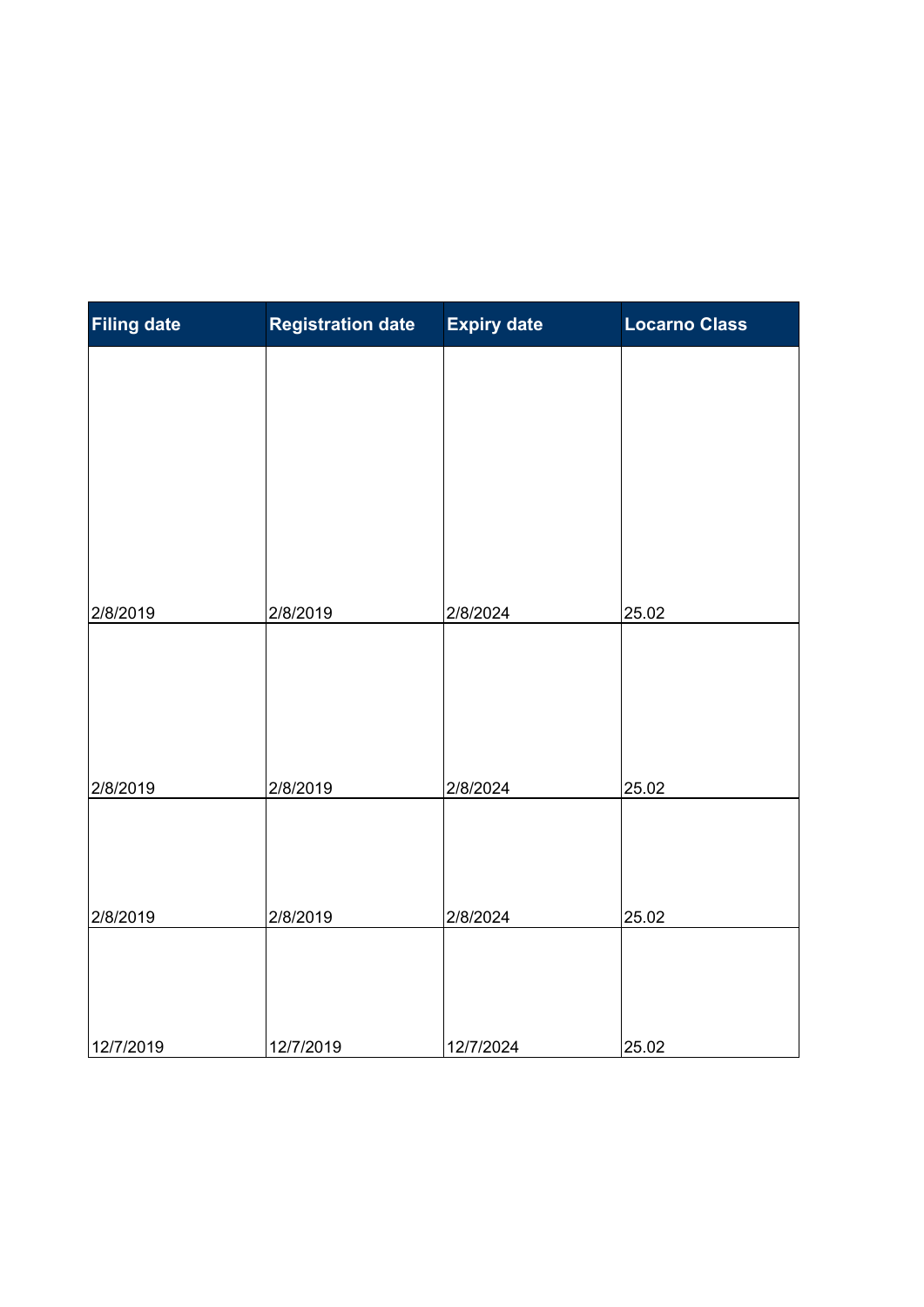| Filing date | Registration date | Expiry date | Locarno Class |
|---|---|---|---|
| 2/8/2019 | 2/8/2019 | 2/8/2024 | 25.02 |
| 2/8/2019 | 2/8/2019 | 2/8/2024 | 25.02 |
| 2/8/2019 | 2/8/2019 | 2/8/2024 | 25.02 |
| 12/7/2019 | 12/7/2019 | 12/7/2024 | 25.02 |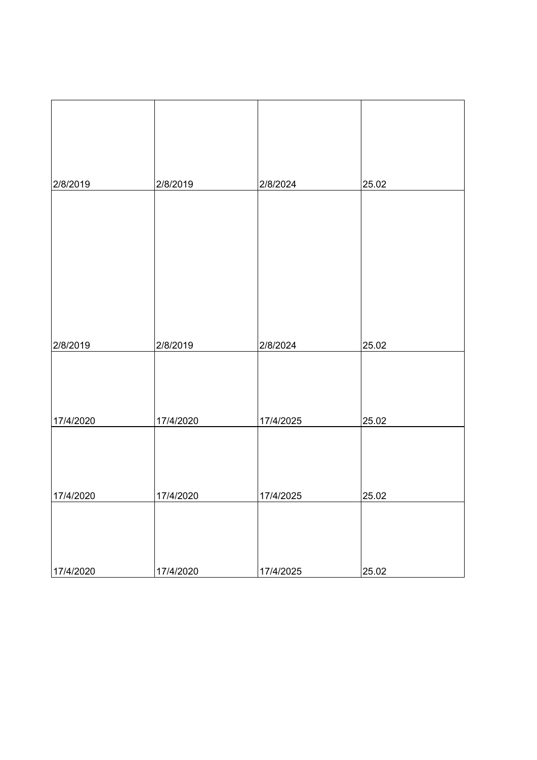| | | | |
|---|---|---|---|
| 2/8/2019 | 2/8/2019 | 2/8/2024 | 25.02 |
| 2/8/2019 | 2/8/2019 | 2/8/2024 | 25.02 |
| 17/4/2020 | 17/4/2020 | 17/4/2025 | 25.02 |
| 17/4/2020 | 17/4/2020 | 17/4/2025 | 25.02 |
| 17/4/2020 | 17/4/2020 | 17/4/2025 | 25.02 |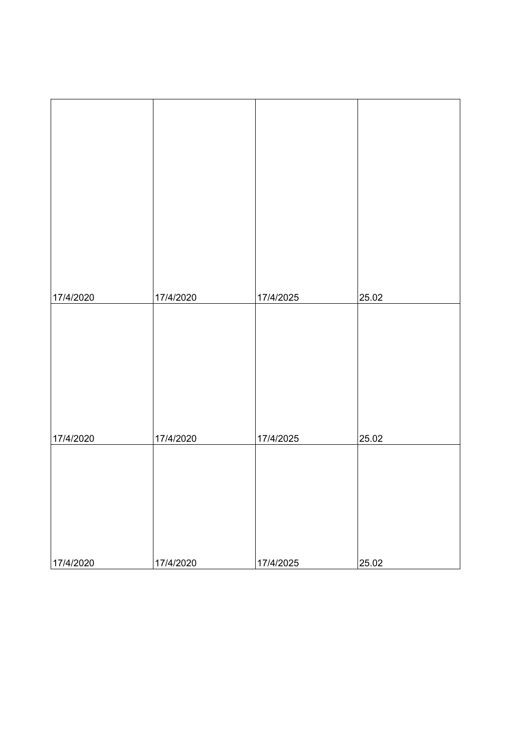| | | | |
|---|---|---|---|
| 17/4/2020 | 17/4/2020 | 17/4/2025 | 25.02 |
| 17/4/2020 | 17/4/2020 | 17/4/2025 | 25.02 |
| 17/4/2020 | 17/4/2020 | 17/4/2025 | 25.02 |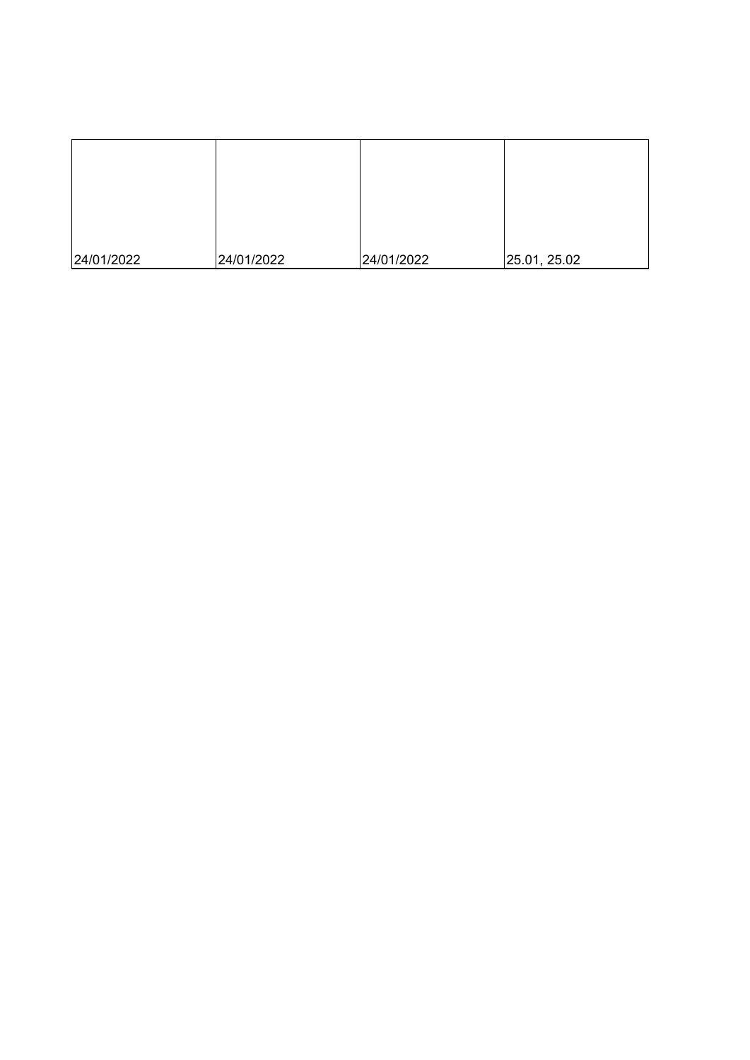| | | | |
|---|---|---|---|
| 24/01/2022 | 24/01/2022 | 24/01/2022 | 25.01, 25.02 |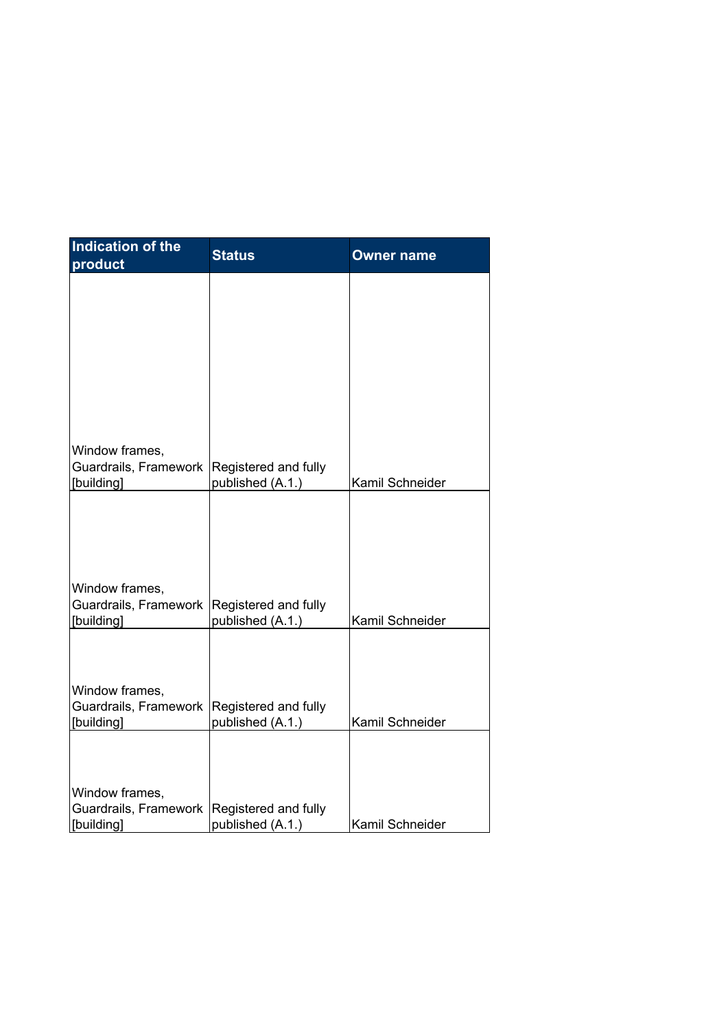| Indication of the product | Status | Owner name |
| --- | --- | --- |
| Window frames, Guardrails, Framework [building] | Registered and fully published (A.1.) | Kamil Schneider |
| Window frames, Guardrails, Framework [building] | Registered and fully published (A.1.) | Kamil Schneider |
| Window frames, Guardrails, Framework [building] | Registered and fully published (A.1.) | Kamil Schneider |
| Window frames, Guardrails, Framework [building] | Registered and fully published (A.1.) | Kamil Schneider |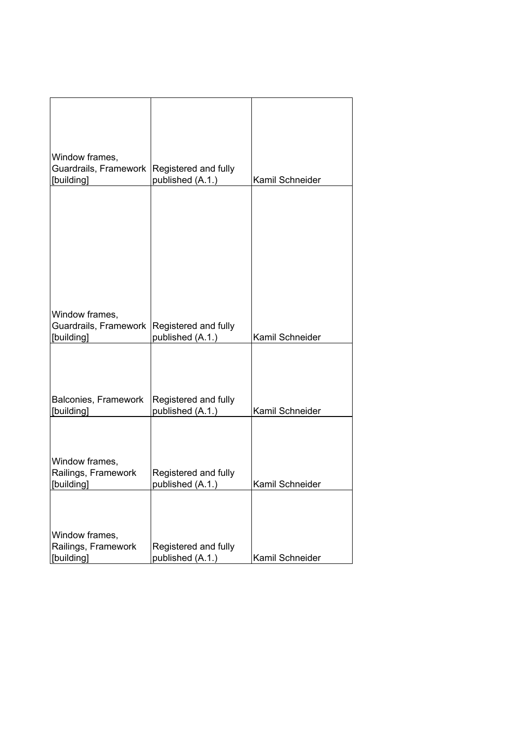| | | |
|---|---|---|
| Window frames, Guardrails, Framework [building] | Registered and fully published (A.1.) | Kamil Schneider |
| Window frames, Guardrails, Framework [building] | Registered and fully published (A.1.) | Kamil Schneider |
| Balconies, Framework [building] | Registered and fully published (A.1.) | Kamil Schneider |
| Window frames, Railings, Framework [building] | Registered and fully published (A.1.) | Kamil Schneider |
| Window frames, Railings, Framework [building] | Registered and fully published (A.1.) | Kamil Schneider |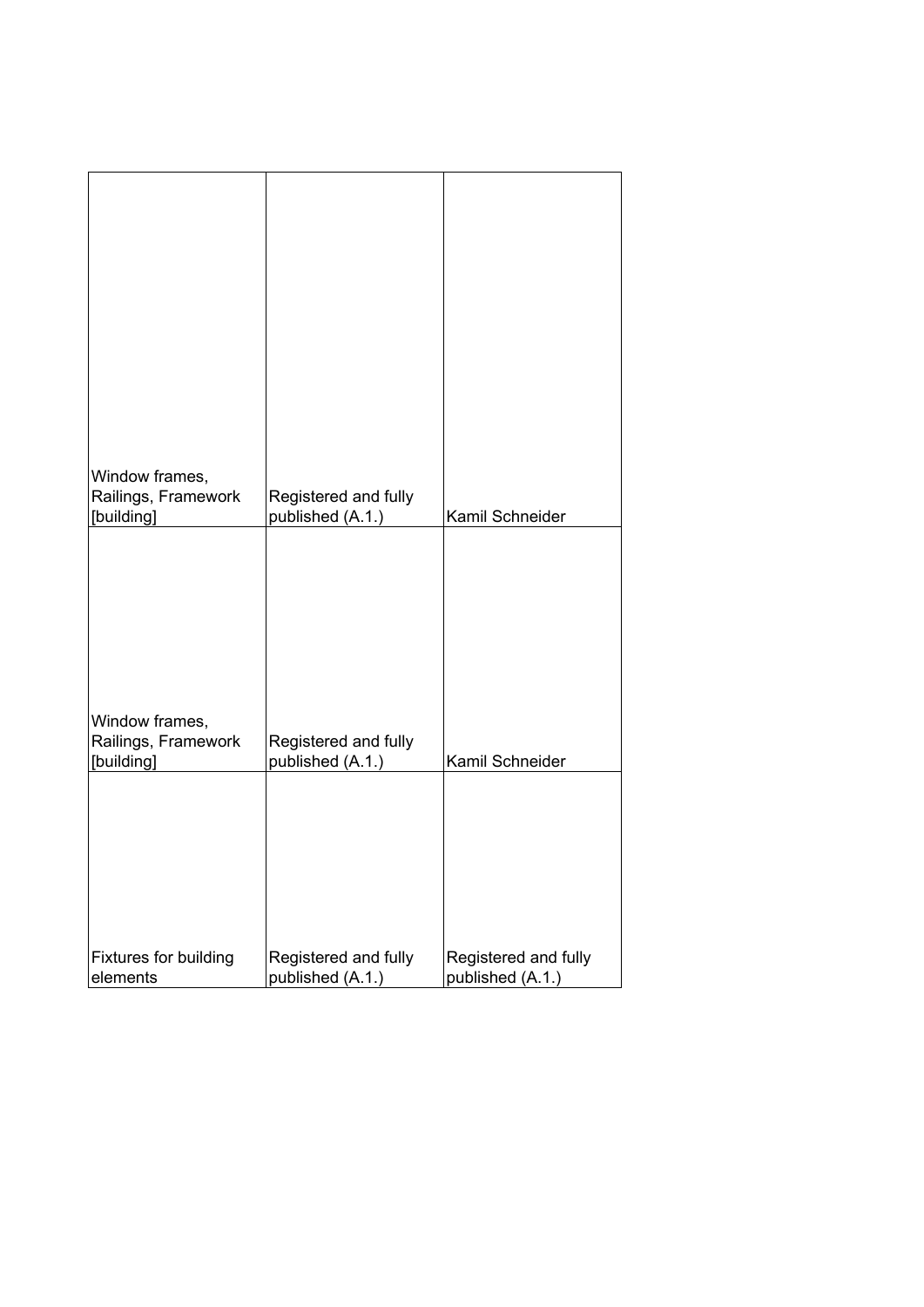| | | |
|---|---|---|
| Window frames, Railings, Framework [building] | Registered and fully published (A.1.) | Kamil Schneider |
| Window frames, Railings, Framework [building] | Registered and fully published (A.1.) | Kamil Schneider |
| Fixtures for building elements | Registered and fully published (A.1.) | Registered and fully published (A.1.) |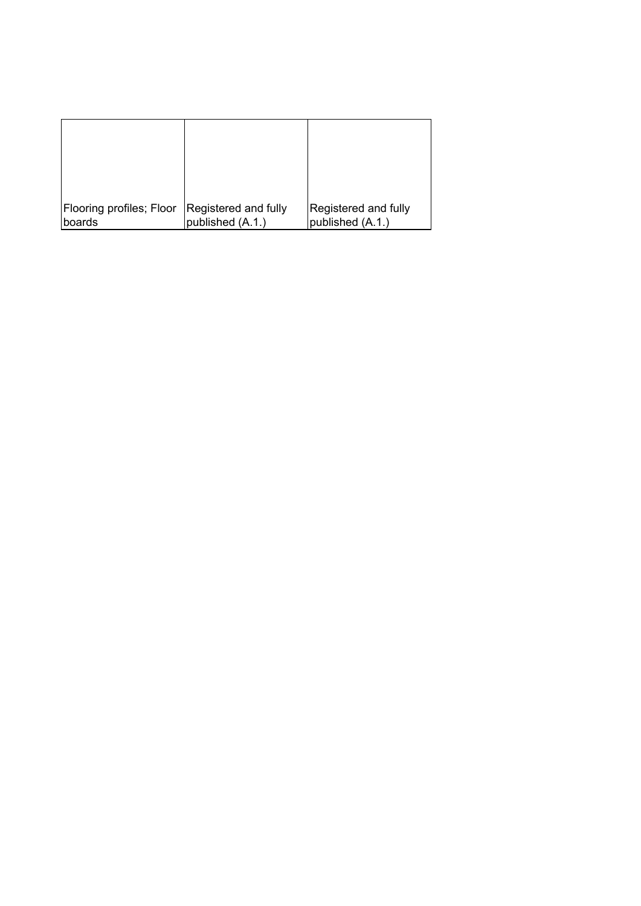| | | |
|---|---|---|
| Flooring profiles; Floor boards | Registered and fully published (A.1.) | Registered and fully published (A.1.) |